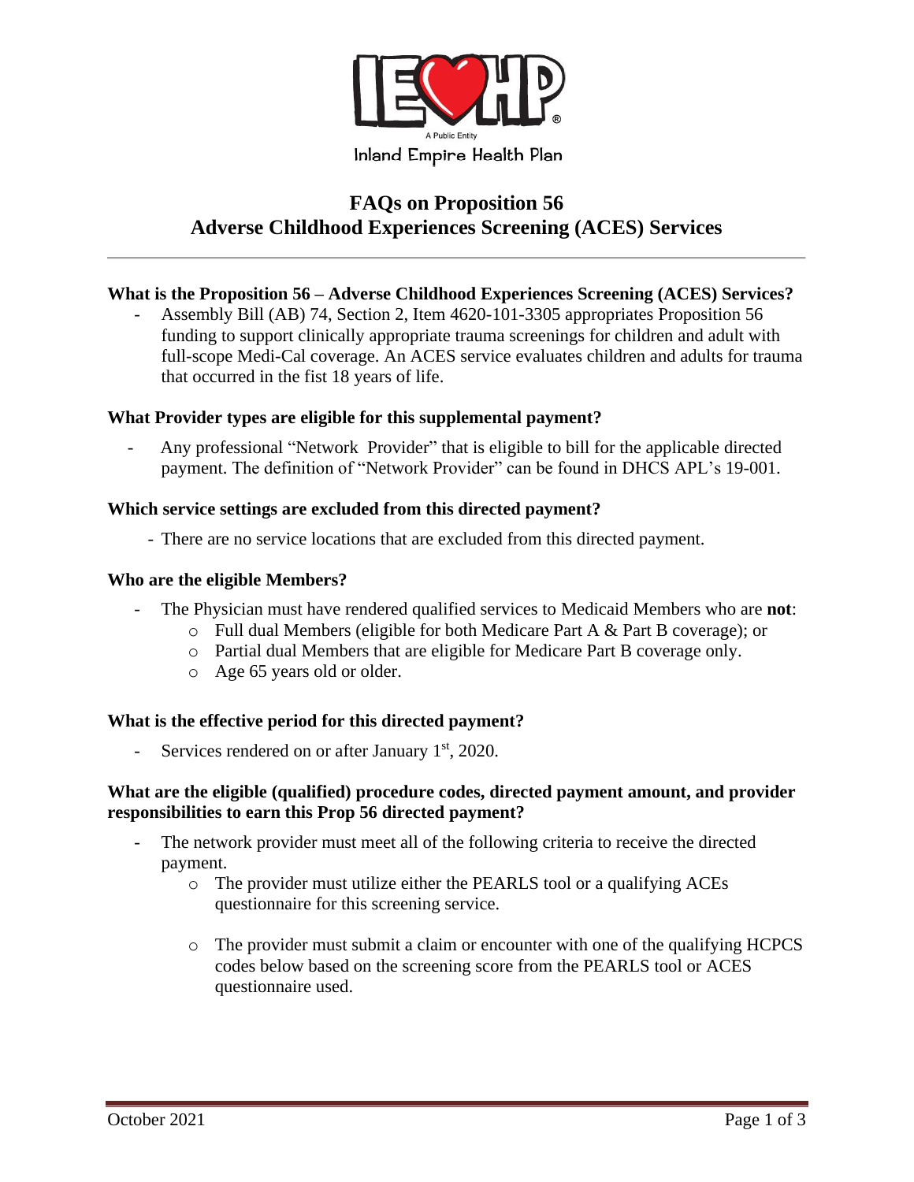IEHP

A Public Entity

Inland Empire Health Plan

# FAQs on Proposition 56
# Adverse Childhood Experiences Screening (ACES) Services

### What is the Proposition 56 – Adverse Childhood Experiences Screening (ACES) Services?

- Assembly Bill (AB) 74, Section 2, Item 4620-101-3305 appropriates Proposition 56 funding to support clinically appropriate trauma screenings for children and adult with full-scope Medi-Cal coverage. An ACES service evaluates children and adults for trauma that occurred in the fist 18 years of life.

### What Provider types are eligible for this supplemental payment?

- Any professional "Network Provider" that is eligible to bill for the applicable directed payment. The definition of "Network Provider" can be found in DHCS APL's 19-001.

### Which service settings are excluded from this directed payment?

- There are no service locations that are excluded from this directed payment.

### Who are the eligible Members?

- The Physician must have rendered qualified services to Medicaid Members who are **not**:
  - Full dual Members (eligible for both Medicare Part A & Part B coverage); or
  - Partial dual Members that are eligible for Medicare Part B coverage only.
  - Age 65 years old or older.

### What is the effective period for this directed payment?

- Services rendered on or after January 1st, 2020.

### What are the eligible (qualified) procedure codes, directed payment amount, and provider responsibilities to earn this Prop 56 directed payment?

- The network provider must meet all of the following criteria to receive the directed payment.
  - The provider must utilize either the PEARLS tool or a qualifying ACEs questionnaire for this screening service.
  - The provider must submit a claim or encounter with one of the qualifying HCPCS codes below based on the screening score from the PEARLS tool or ACES questionnaire used.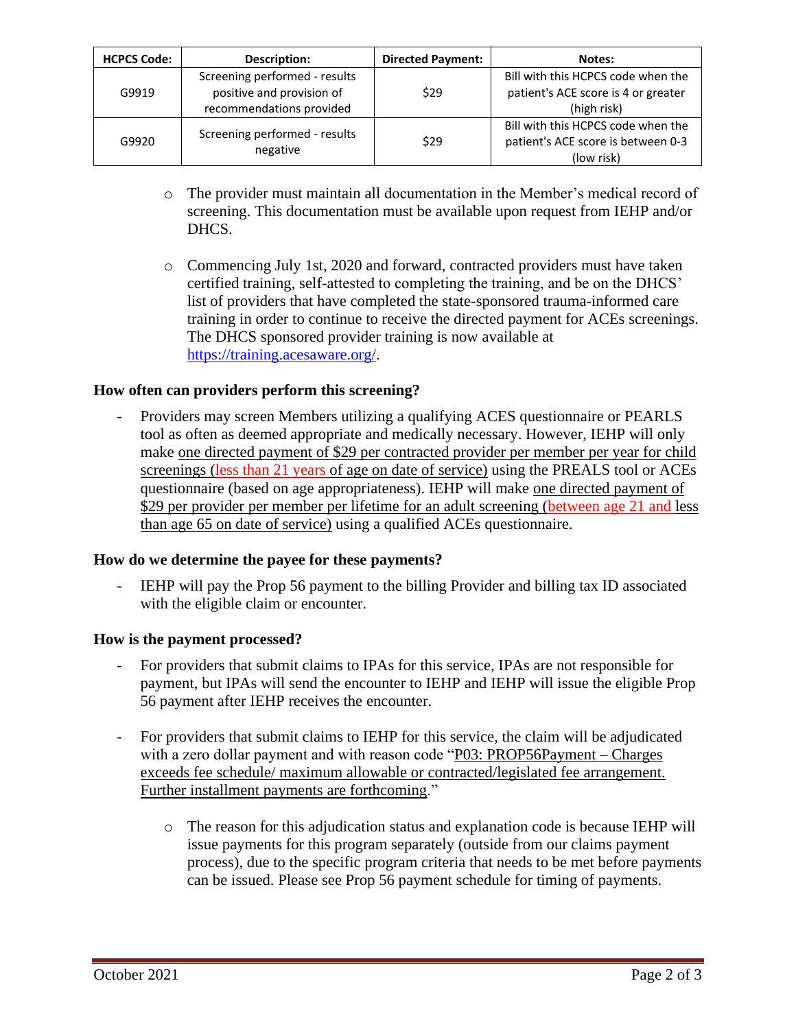| HCPCS Code: | Description: | Directed Payment: | Notes: |
|---|---|---|---|
| G9919 | Screening performed - results positive and provision of recommendations provided | $29 | Bill with this HCPCS code when the patient's ACE score is 4 or greater (high risk) |
| G9920 | Screening performed - results negative | $29 | Bill with this HCPCS code when the patient's ACE score is between 0-3 (low risk) |

- The provider must maintain all documentation in the Member's medical record of screening. This documentation must be available upon request from IEHP and/or DHCS.
- Commencing July 1st, 2020 and forward, contracted providers must have taken certified training, self-attested to completing the training, and be on the DHCS' list of providers that have completed the state-sponsored trauma-informed care training in order to continue to receive the directed payment for ACEs screenings. The DHCS sponsored provider training is now available at https://training.acesaware.org/.

**How often can providers perform this screening?**

- Providers may screen Members utilizing a qualifying ACES questionnaire or PEARLS tool as often as deemed appropriate and medically necessary. However, IEHP will only make one directed payment of $29 per contracted provider per member per year for child screenings (less than 21 years of age on date of service) using the PREALS tool or ACEs questionnaire (based on age appropriateness). IEHP will make one directed payment of $29 per provider per member per lifetime for an adult screening (between age 21 and less than age 65 on date of service) using a qualified ACEs questionnaire.

**How do we determine the payee for these payments?**

- IEHP will pay the Prop 56 payment to the billing Provider and billing tax ID associated with the eligible claim or encounter.

**How is the payment processed?**

- For providers that submit claims to IPAs for this service, IPAs are not responsible for payment, but IPAs will send the encounter to IEHP and IEHP will issue the eligible Prop 56 payment after IEHP receives the encounter.
- For providers that submit claims to IEHP for this service, the claim will be adjudicated with a zero dollar payment and with reason code "P03: PROP56Payment – Charges exceeds fee schedule/ maximum allowable or contracted/legislated fee arrangement. Further installment payments are forthcoming."
  - The reason for this adjudication status and explanation code is because IEHP will issue payments for this program separately (outside from our claims payment process), due to the specific program criteria that needs to be met before payments can be issued. Please see Prop 56 payment schedule for timing of payments.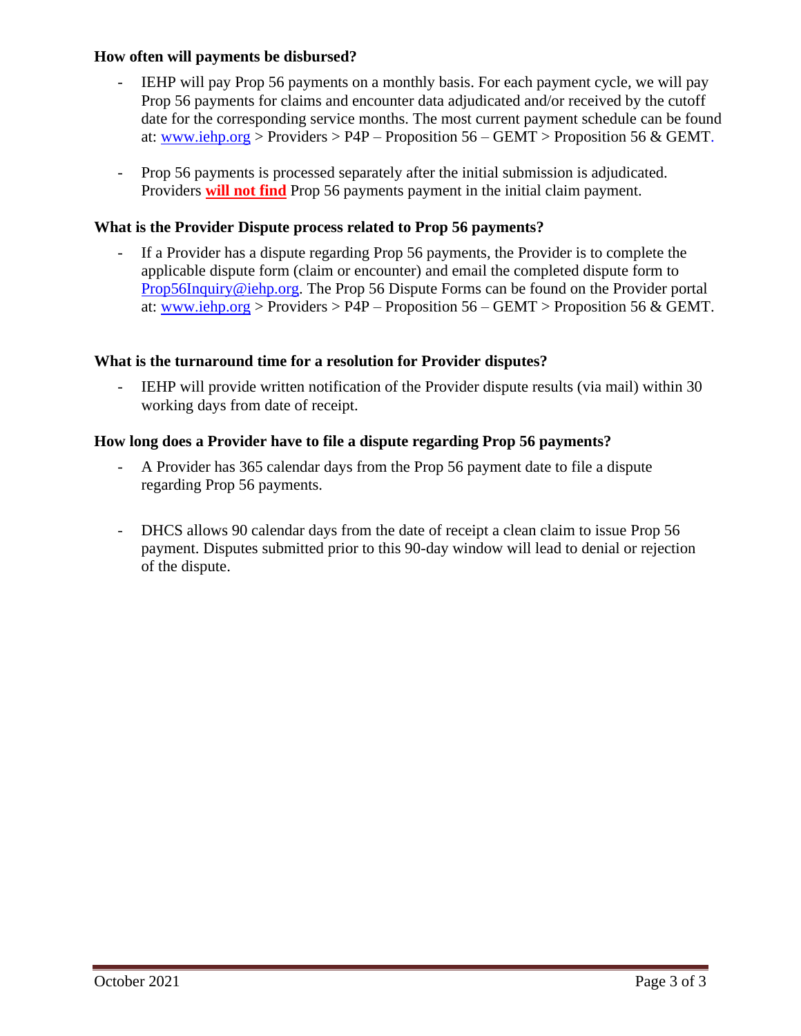**How often will payments be disbursed?**

- IEHP will pay Prop 56 payments on a monthly basis. For each payment cycle, we will pay Prop 56 payments for claims and encounter data adjudicated and/or received by the cutoff date for the corresponding service months. The most current payment schedule can be found at: www.iehp.org > Providers > P4P – Proposition 56 – GEMT > Proposition 56 & GEMT.

- Prop 56 payments is processed separately after the initial submission is adjudicated. Providers **will not find** Prop 56 payments payment in the initial claim payment.

**What is the Provider Dispute process related to Prop 56 payments?**

- If a Provider has a dispute regarding Prop 56 payments, the Provider is to complete the applicable dispute form (claim or encounter) and email the completed dispute form to Prop56Inquiry@iehp.org. The Prop 56 Dispute Forms can be found on the Provider portal at: www.iehp.org > Providers > P4P – Proposition 56 – GEMT > Proposition 56 & GEMT.

**What is the turnaround time for a resolution for Provider disputes?**

- IEHP will provide written notification of the Provider dispute results (via mail) within 30 working days from date of receipt.

**How long does a Provider have to file a dispute regarding Prop 56 payments?**

- A Provider has 365 calendar days from the Prop 56 payment date to file a dispute regarding Prop 56 payments.

- DHCS allows 90 calendar days from the date of receipt a clean claim to issue Prop 56 payment. Disputes submitted prior to this 90-day window will lead to denial or rejection of the dispute.

October 2021